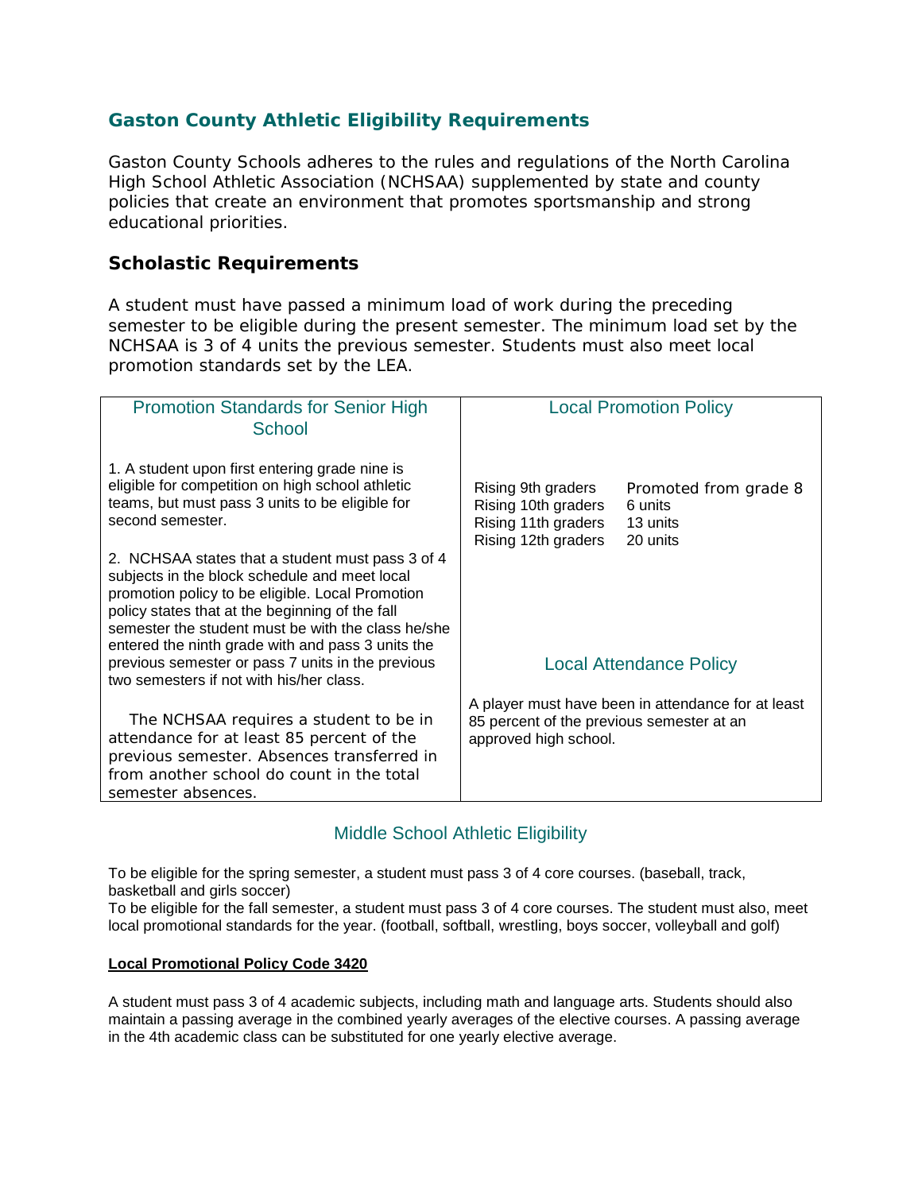## Gaston County Athletic Eligibility Requirements

Gaston County Schools adheres to the rules and regulations of the North Carolina High School Athletic Association (NCHSAA) supplemented by state and county policies that create an environment that promotes sportsmanship and strong educational priorities.

### Scholastic Requirements

A student must have passed a minimum load of work during the preceding semester to be eligible during the present semester. The minimum load set by the NCHSAA is 3 of 4 units the previous semester. Students must also meet local promotion standards set by the LEA.

| Promotion Standards for Senior High School | Local Promotion Policy |
|---|---|
| 1. A student upon first entering grade nine is eligible for competition on high school athletic teams, but must pass 3 units to be eligible for second semester.<br><br>2. NCHSAA states that a student must pass 3 of 4 subjects in the block schedule and meet local promotion policy to be eligible. Local Promotion policy states that at the beginning of the fall semester the student must be with the class he/she entered the ninth grade with and pass 3 units the previous semester or pass 7 units in the previous two semesters if not with his/her class.<br><br>The NCHSAA requires a student to be in attendance for at least 85 percent of the previous semester. Absences transferred in from another school do count in the total semester absences. | Rising 9th graders — Promoted from grade 8<br>Rising 10th graders — 6 units<br>Rising 11th graders — 13 units<br>Rising 12th graders — 20 units<br><br>**Local Attendance Policy**<br><br>A player must have been in attendance for at least 85 percent of the previous semester at an approved high school. |

### Middle School Athletic Eligibility

To be eligible for the spring semester, a student must pass 3 of 4 core courses. (baseball, track, basketball and girls soccer)
To be eligible for the fall semester, a student must pass 3 of 4 core courses. The student must also, meet local promotional standards for the year. (football, softball, wrestling, boys soccer, volleyball and golf)

**Local Promotional Policy Code 3420**

A student must pass 3 of 4 academic subjects, including math and language arts. Students should also maintain a passing average in the combined yearly averages of the elective courses. A passing average in the 4th academic class can be substituted for one yearly elective average.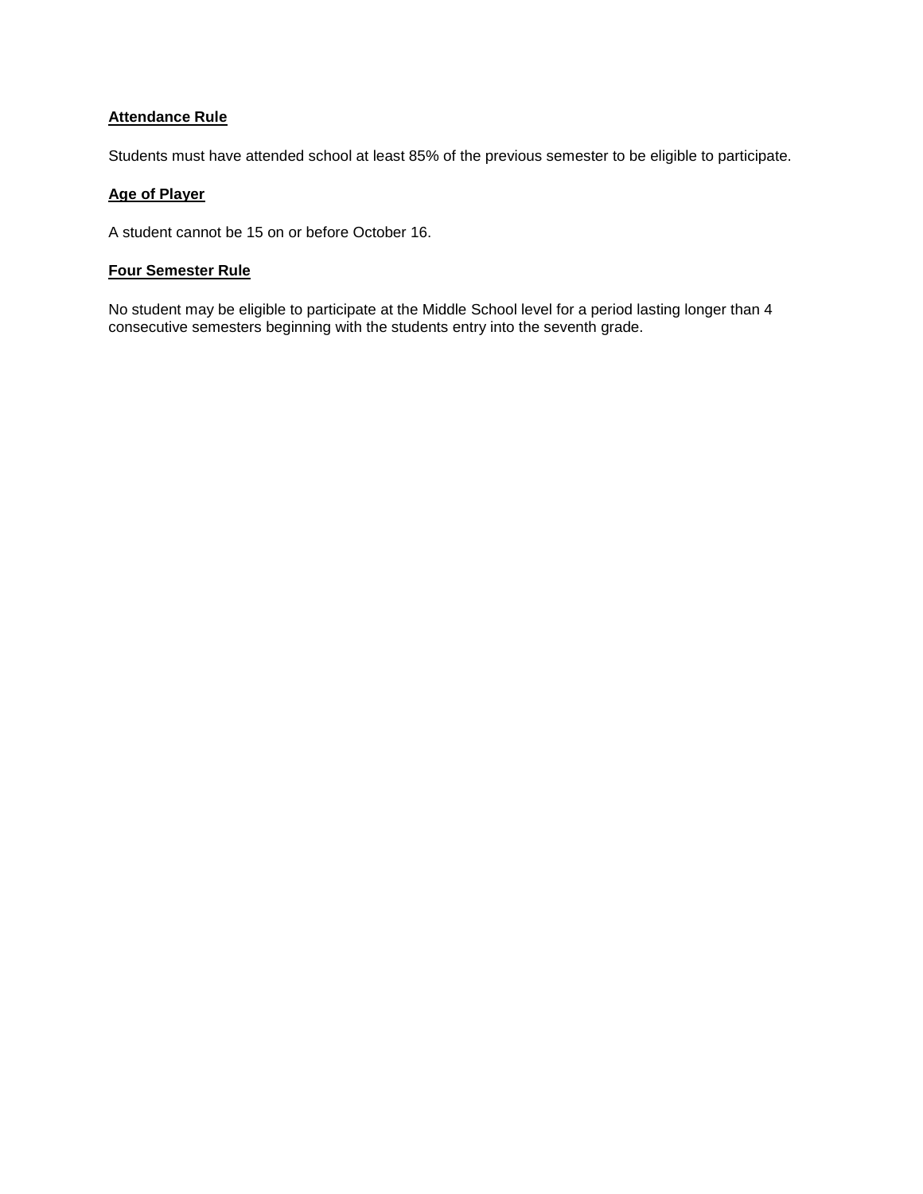**Attendance Rule**

Students must have attended school at least 85% of the previous semester to be eligible to participate.

**Age of Player**

A student cannot be 15 on or before October 16.

**Four Semester Rule**

No student may be eligible to participate at the Middle School level for a period lasting longer than 4 consecutive semesters beginning with the students entry into the seventh grade.